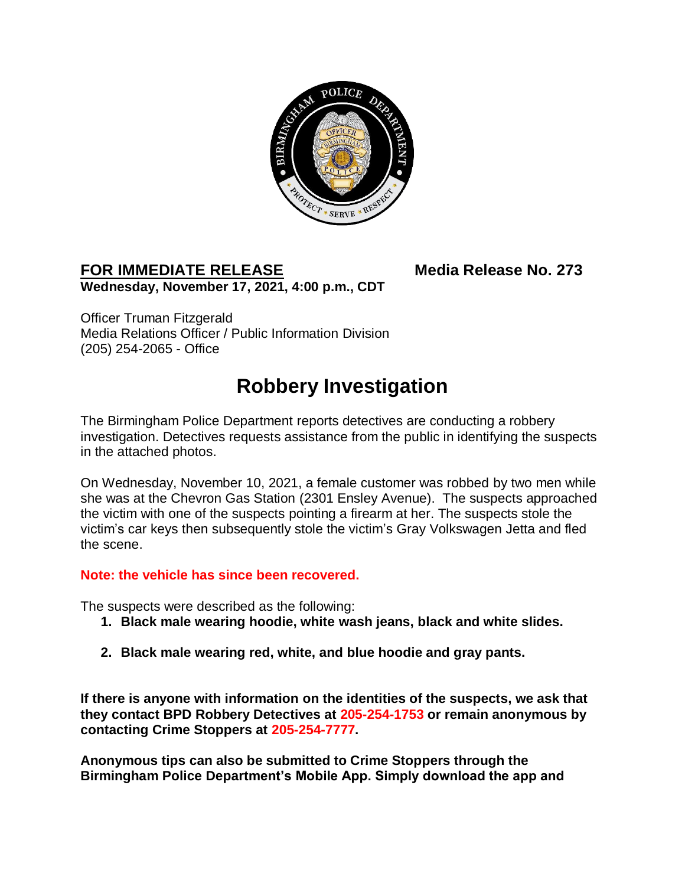**FOR IMMEDIATE RELEASE** **Media Release No. 273**
**Wednesday, November 17, 2021, 4:00 p.m., CDT**

Officer Truman Fitzgerald
Media Relations Officer / Public Information Division
(205) 254-2065 - Office

# Robbery Investigation

The Birmingham Police Department reports detectives are conducting a robbery investigation. Detectives requests assistance from the public in identifying the suspects in the attached photos.

On Wednesday, November 10, 2021, a female customer was robbed by two men while she was at the Chevron Gas Station (2301 Ensley Avenue). The suspects approached the victim with one of the suspects pointing a firearm at her. The suspects stole the victim's car keys then subsequently stole the victim's Gray Volkswagen Jetta and fled the scene.

**Note: the vehicle has since been recovered.**

The suspects were described as the following:

1. **Black male wearing hoodie, white wash jeans, black and white slides.**
2. **Black male wearing red, white, and blue hoodie and gray pants.**

**If there is anyone with information on the identities of the suspects, we ask that they contact BPD Robbery Detectives at 205-254-1753 or remain anonymous by contacting Crime Stoppers at 205-254-7777.**

**Anonymous tips can also be submitted to Crime Stoppers through the Birmingham Police Department's Mobile App. Simply download the app and**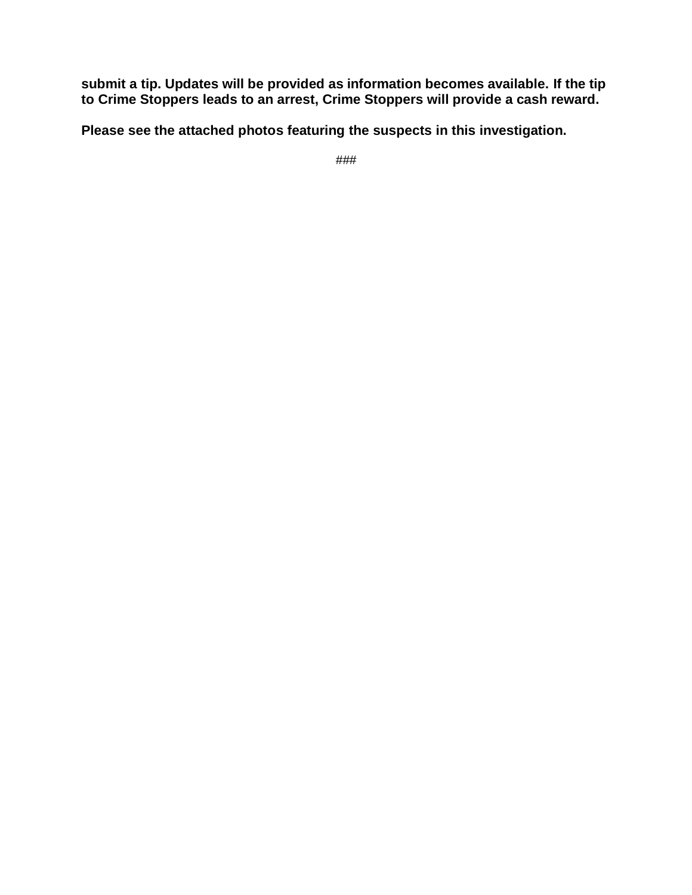**submit a tip. Updates will be provided as information becomes available. If the tip to Crime Stoppers leads to an arrest, Crime Stoppers will provide a cash reward.**

**Please see the attached photos featuring the suspects in this investigation.**

###